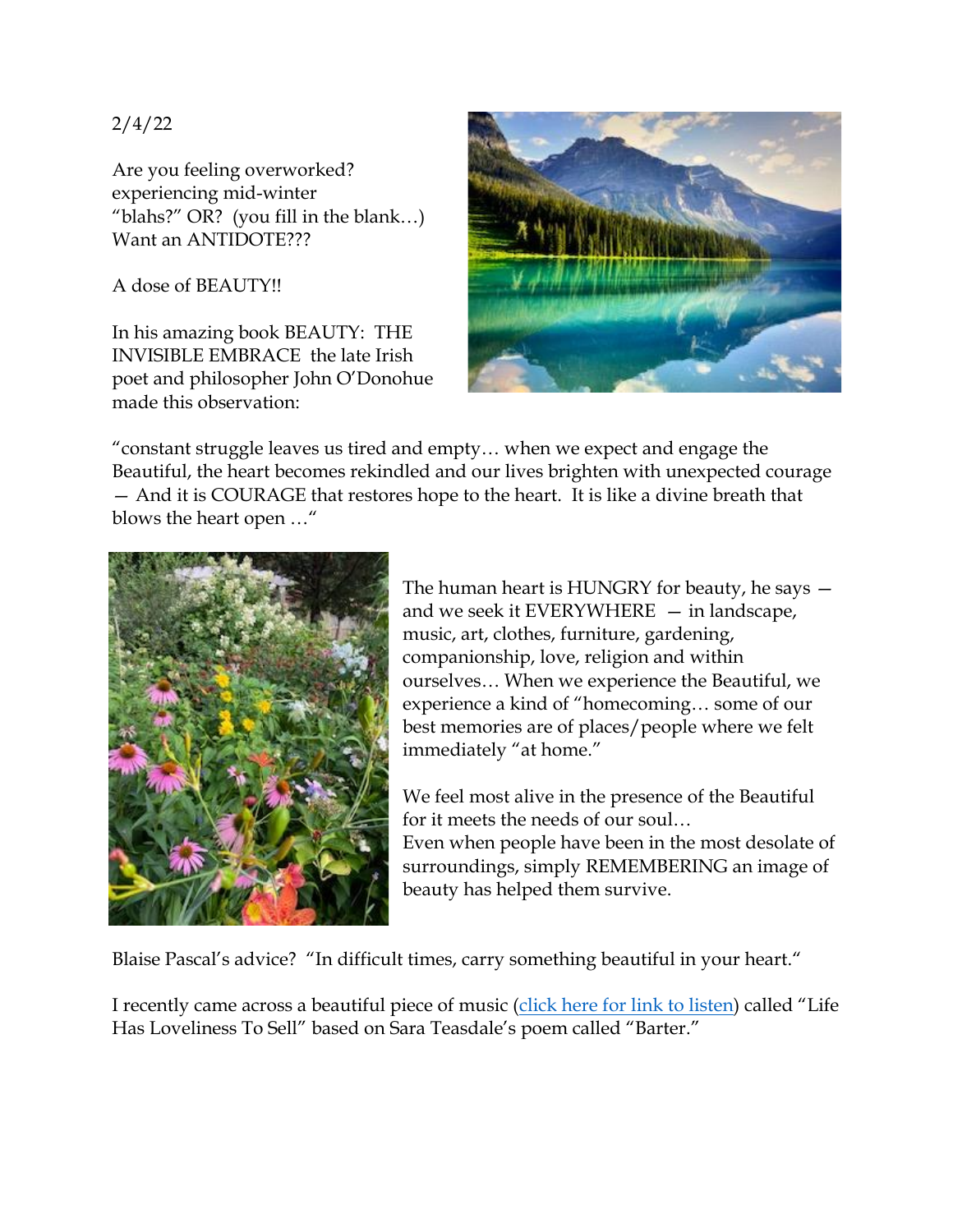2/4/22

Are you feeling overworked? experiencing mid-winter "blahs?" OR? (you fill in the blank…) Want an ANTIDOTE???

A dose of BEAUTY!!

In his amazing book BEAUTY: THE INVISIBLE EMBRACE the late Irish poet and philosopher John O'Donohue made this observation:

"constant struggle leaves us tired and empty… when we expect and engage the Beautiful, the heart becomes rekindled and our lives brighten with unexpected courage — And it is COURAGE that restores hope to the heart. It is like a divine breath that blows the heart open …"

The human heart is HUNGRY for beauty, he says — and we seek it EVERYWHERE — in landscape, music, art, clothes, furniture, gardening, companionship, love, religion and within ourselves… When we experience the Beautiful, we experience a kind of "homecoming… some of our best memories are of places/people where we felt immediately "at home."

We feel most alive in the presence of the Beautiful for it meets the needs of our soul…
Even when people have been in the most desolate of surroundings, simply REMEMBERING an image of beauty has helped them survive.

Blaise Pascal's advice? "In difficult times, carry something beautiful in your heart."

I recently came across a beautiful piece of music (click here for link to listen) called "Life Has Loveliness To Sell" based on Sara Teasdale's poem called "Barter."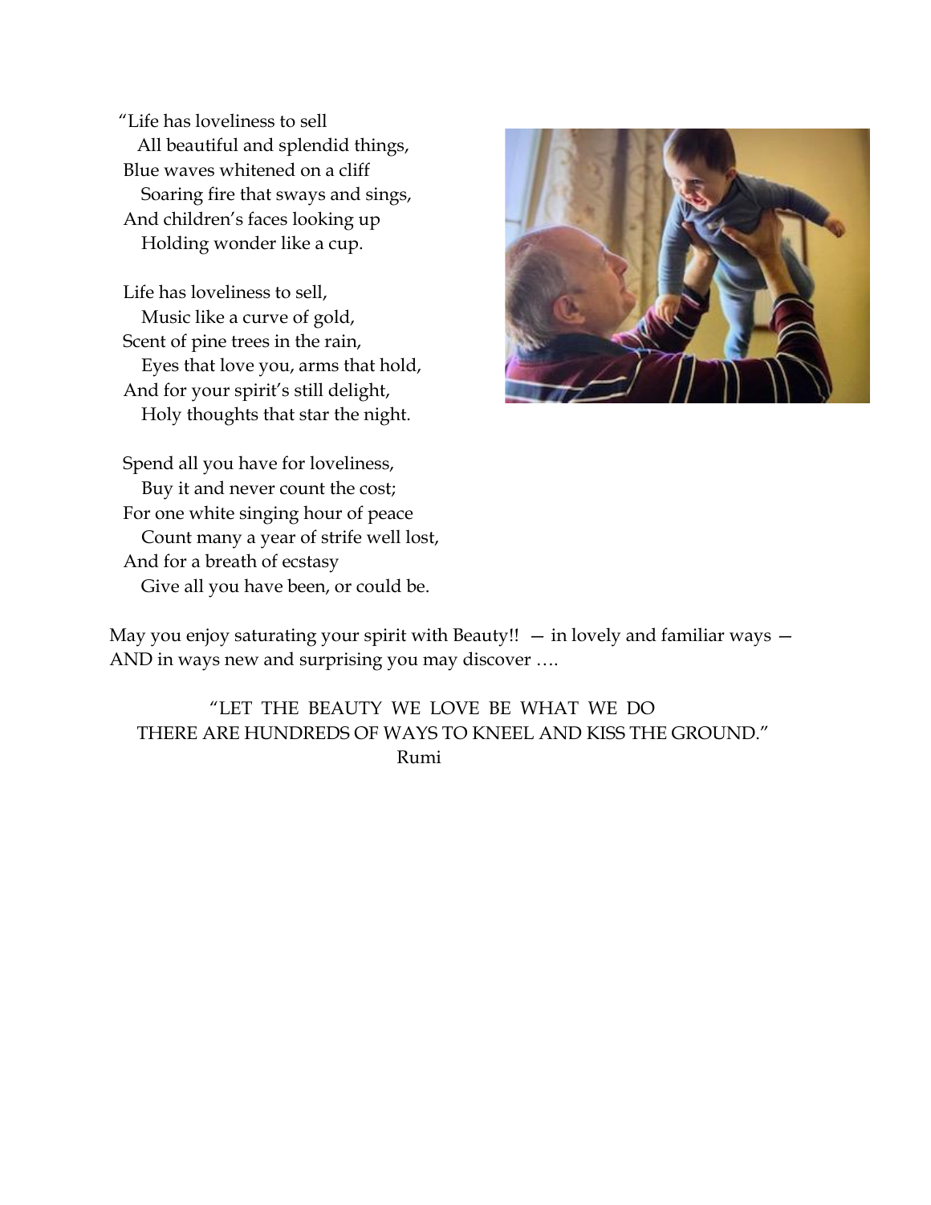"Life has loveliness to sell
All beautiful and splendid things,
Blue waves whitened on a cliff
Soaring fire that sways and sings,
And children's faces looking up
Holding wonder like a cup.

Life has loveliness to sell,
Music like a curve of gold,
Scent of pine trees in the rain,
Eyes that love you, arms that hold,
And for your spirit's still delight,
Holy thoughts that star the night.

Spend all you have for loveliness,
Buy it and never count the cost;
For one white singing hour of peace
Count many a year of strife well lost,
And for a breath of ecstasy
Give all you have been, or could be.

May you enjoy saturating your spirit with Beauty!! — in lovely and familiar ways — AND in ways new and surprising you may discover ….

"LET THE BEAUTY WE LOVE BE WHAT WE DO
THERE ARE HUNDREDS OF WAYS TO KNEEL AND KISS THE GROUND."
Rumi